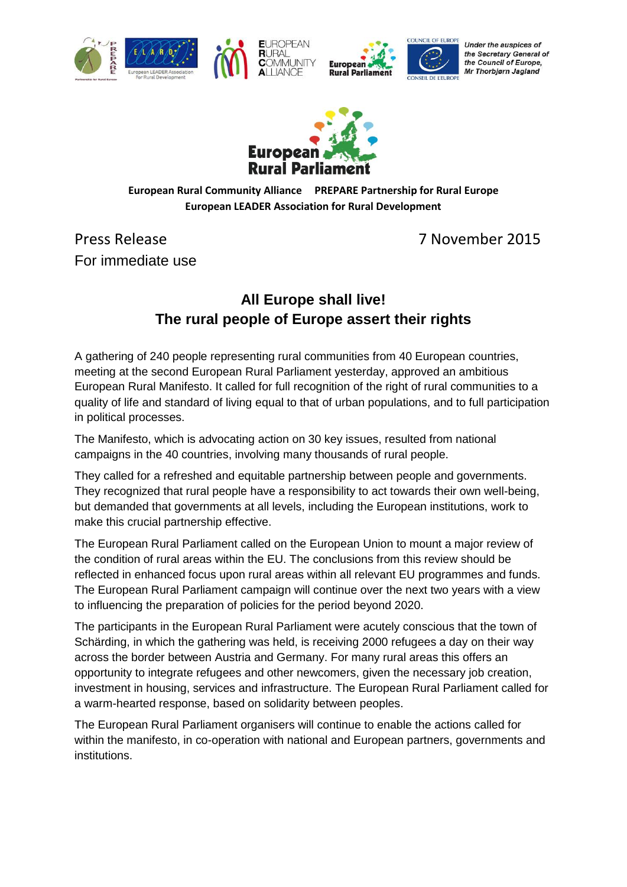*Under the auspices of the Secretary General of the Council of Europe, Mr Thorbjørn Jagland*

**European Rural Community Alliance PREPARE Partnership for Rural Europe**
**European LEADER Association for Rural Development**

Press Release 7 November 2015
For immediate use

## All Europe shall live!
## The rural people of Europe assert their rights

A gathering of 240 people representing rural communities from 40 European countries, meeting at the second European Rural Parliament yesterday, approved an ambitious European Rural Manifesto. It called for full recognition of the right of rural communities to a quality of life and standard of living equal to that of urban populations, and to full participation in political processes.

The Manifesto, which is advocating action on 30 key issues, resulted from national campaigns in the 40 countries, involving many thousands of rural people.

They called for a refreshed and equitable partnership between people and governments. They recognized that rural people have a responsibility to act towards their own well-being, but demanded that governments at all levels, including the European institutions, work to make this crucial partnership effective.

The European Rural Parliament called on the European Union to mount a major review of the condition of rural areas within the EU. The conclusions from this review should be reflected in enhanced focus upon rural areas within all relevant EU programmes and funds. The European Rural Parliament campaign will continue over the next two years with a view to influencing the preparation of policies for the period beyond 2020.

The participants in the European Rural Parliament were acutely conscious that the town of Schärding, in which the gathering was held, is receiving 2000 refugees a day on their way across the border between Austria and Germany. For many rural areas this offers an opportunity to integrate refugees and other newcomers, given the necessary job creation, investment in housing, services and infrastructure. The European Rural Parliament called for a warm-hearted response, based on solidarity between peoples.

The European Rural Parliament organisers will continue to enable the actions called for within the manifesto, in co-operation with national and European partners, governments and institutions.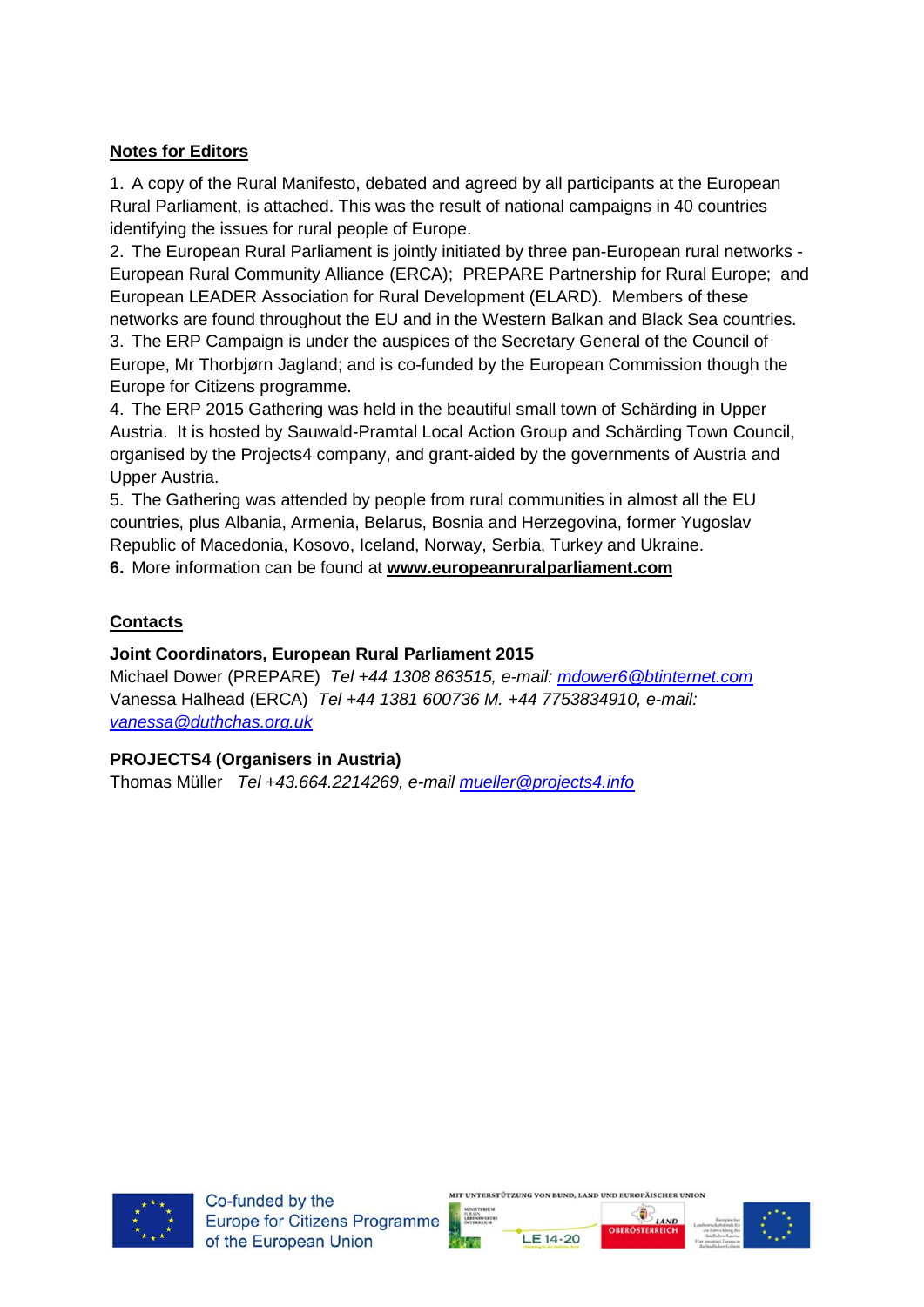**Notes for Editors**

1. A copy of the Rural Manifesto, debated and agreed by all participants at the European Rural Parliament, is attached. This was the result of national campaigns in 40 countries identifying the issues for rural people of Europe.
2. The European Rural Parliament is jointly initiated by three pan-European rural networks - European Rural Community Alliance (ERCA); PREPARE Partnership for Rural Europe; and European LEADER Association for Rural Development (ELARD). Members of these networks are found throughout the EU and in the Western Balkan and Black Sea countries.
3. The ERP Campaign is under the auspices of the Secretary General of the Council of Europe, Mr Thorbjørn Jagland; and is co-funded by the European Commission though the Europe for Citizens programme.
4. The ERP 2015 Gathering was held in the beautiful small town of Schärding in Upper Austria. It is hosted by Sauwald-Pramtal Local Action Group and Schärding Town Council, organised by the Projects4 company, and grant-aided by the governments of Austria and Upper Austria.
5. The Gathering was attended by people from rural communities in almost all the EU countries, plus Albania, Armenia, Belarus, Bosnia and Herzegovina, former Yugoslav Republic of Macedonia, Kosovo, Iceland, Norway, Serbia, Turkey and Ukraine.
**6.** More information can be found at **www.europeanruralparliament.com**

**Contacts**

**Joint Coordinators, European Rural Parliament 2015**
Michael Dower (PREPARE) *Tel +44 1308 863515, e-mail: mdower6@btinternet.com*
Vanessa Halhead (ERCA) *Tel +44 1381 600736 M. +44 7753834910, e-mail: vanessa@duthchas.org.uk*

**PROJECTS4 (Organisers in Austria)**
Thomas Müller *Tel +43.664.2214269, e-mail mueller@projects4.info*

Co-funded by the Europe for Citizens Programme of the European Union

MIT UNTERSTÜTZUNG VON BUND, LAND UND EUROPÄISCHER UNION